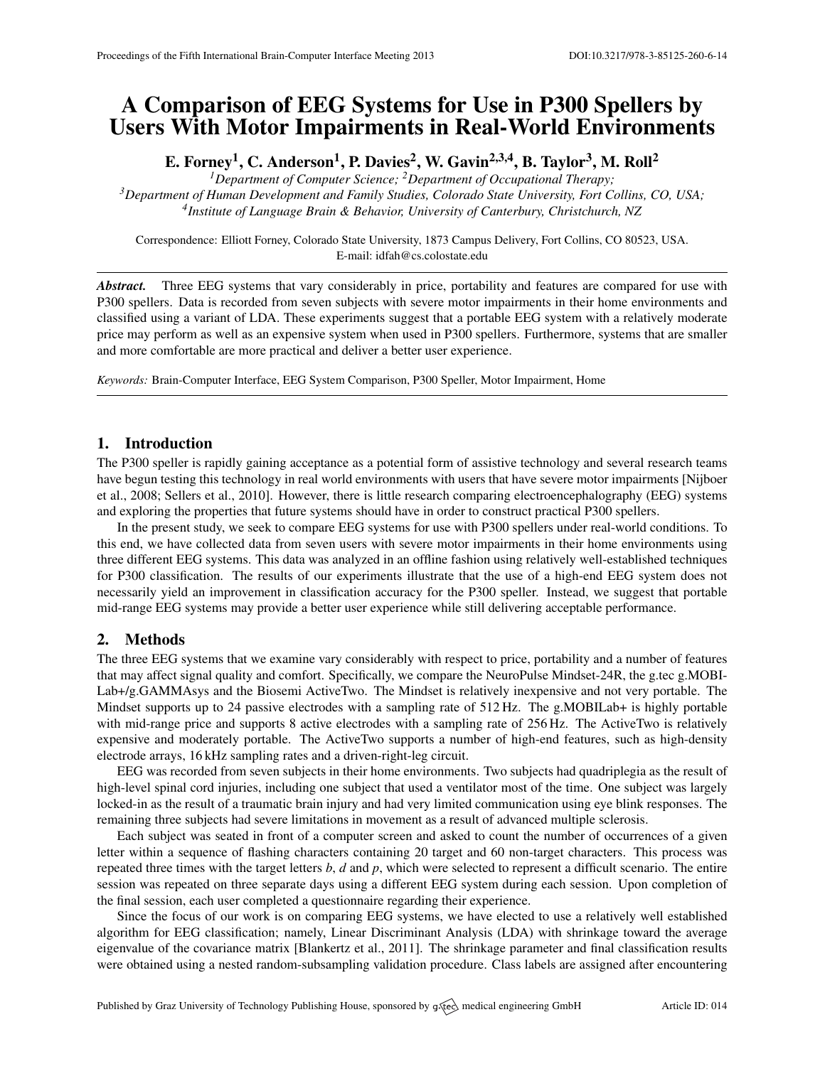# A Comparison of EEG Systems for Use in P300 Spellers by Users With Motor Impairments in Real-World Environments

**E. Forney[1], C. Anderson[1], P. Davies[2], W. Gavin[2,3,4], B. Taylor[3], M. Roll[2]**

[1]*Department of Computer Science;* [2]*Department of Occupational Therapy;*
[3]*Department of Human Development and Family Studies, Colorado State University, Fort Collins, CO, USA;*
[4]*Institute of Language Brain & Behavior, University of Canterbury, Christchurch, NZ*

Correspondence: Elliott Forney, Colorado State University, 1873 Campus Delivery, Fort Collins, CO 80523, USA.
E-mail: idfah@cs.colostate.edu

***Abstract.*** Three EEG systems that vary considerably in price, portability and features are compared for use with P300 spellers. Data is recorded from seven subjects with severe motor impairments in their home environments and classified using a variant of LDA. These experiments suggest that a portable EEG system with a relatively moderate price may perform as well as an expensive system when used in P300 spellers. Furthermore, systems that are smaller and more comfortable are more practical and deliver a better user experience.

*Keywords:* Brain-Computer Interface, EEG System Comparison, P300 Speller, Motor Impairment, Home

## 1. Introduction

The P300 speller is rapidly gaining acceptance as a potential form of assistive technology and several research teams have begun testing this technology in real world environments with users that have severe motor impairments [Nijboer et al., 2008; Sellers et al., 2010]. However, there is little research comparing electroencephalography (EEG) systems and exploring the properties that future systems should have in order to construct practical P300 spellers.

In the present study, we seek to compare EEG systems for use with P300 spellers under real-world conditions. To this end, we have collected data from seven users with severe motor impairments in their home environments using three different EEG systems. This data was analyzed in an offline fashion using relatively well-established techniques for P300 classification. The results of our experiments illustrate that the use of a high-end EEG system does not necessarily yield an improvement in classification accuracy for the P300 speller. Instead, we suggest that portable mid-range EEG systems may provide a better user experience while still delivering acceptable performance.

## 2. Methods

The three EEG systems that we examine vary considerably with respect to price, portability and a number of features that may affect signal quality and comfort. Specifically, we compare the NeuroPulse Mindset-24R, the g.tec g.MOBILab+/g.GAMMAsys and the Biosemi ActiveTwo. The Mindset is relatively inexpensive and not very portable. The Mindset supports up to 24 passive electrodes with a sampling rate of 512 Hz. The g.MOBILab+ is highly portable with mid-range price and supports 8 active electrodes with a sampling rate of 256 Hz. The ActiveTwo is relatively expensive and moderately portable. The ActiveTwo supports a number of high-end features, such as high-density electrode arrays, 16 kHz sampling rates and a driven-right-leg circuit.

EEG was recorded from seven subjects in their home environments. Two subjects had quadriplegia as the result of high-level spinal cord injuries, including one subject that used a ventilator most of the time. One subject was largely locked-in as the result of a traumatic brain injury and had very limited communication using eye blink responses. The remaining three subjects had severe limitations in movement as a result of advanced multiple sclerosis.

Each subject was seated in front of a computer screen and asked to count the number of occurrences of a given letter within a sequence of flashing characters containing 20 target and 60 non-target characters. This process was repeated three times with the target letters *b*, *d* and *p*, which were selected to represent a difficult scenario. The entire session was repeated on three separate days using a different EEG system during each session. Upon completion of the final session, each user completed a questionnaire regarding their experience.

Since the focus of our work is on comparing EEG systems, we have elected to use a relatively well established algorithm for EEG classification; namely, Linear Discriminant Analysis (LDA) with shrinkage toward the average eigenvalue of the covariance matrix [Blankertz et al., 2011]. The shrinkage parameter and final classification results were obtained using a nested random-subsampling validation procedure. Class labels are assigned after encountering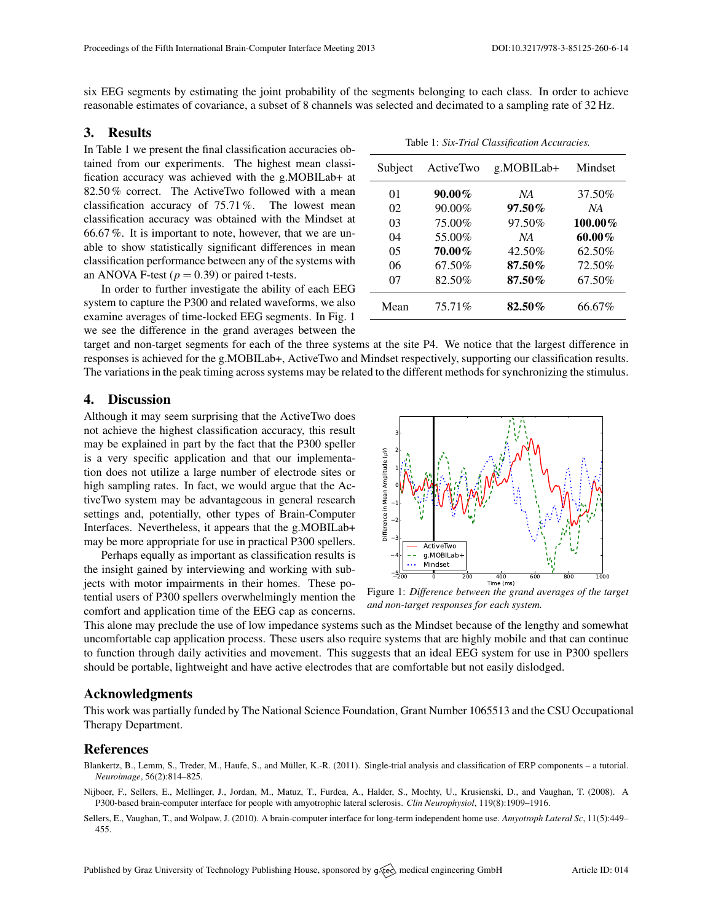six EEG segments by estimating the joint probability of the segments belonging to each class. In order to achieve reasonable estimates of covariance, a subset of 8 channels was selected and decimated to a sampling rate of 32 Hz.

## 3. Results

In Table 1 we present the final classification accuracies obtained from our experiments. The highest mean classification accuracy was achieved with the g.MOBILab+ at 82.50 % correct. The ActiveTwo followed with a mean classification accuracy of 75.71 %. The lowest mean classification accuracy was obtained with the Mindset at 66.67 %. It is important to note, however, that we are unable to show statistically significant differences in mean classification performance between any of the systems with an ANOVA F-test ($p = 0.39$) or paired t-tests.

Table 1: *Six-Trial Classification Accuracies.*

| Subject | ActiveTwo | g.MOBILab+ | Mindset |
|---|---|---|---|
| 01 | **90.00%** | *NA* | 37.50% |
| 02 | 90.00% | **97.50%** | *NA* |
| 03 | 75.00% | 97.50% | **100.00%** |
| 04 | 55.00% | *NA* | **60.00%** |
| 05 | **70.00%** | 42.50% | 62.50% |
| 06 | 67.50% | **87.50%** | 72.50% |
| 07 | 82.50% | **87.50%** | 67.50% |
| Mean | 75.71% | **82.50%** | 66.67% |

In order to further investigate the ability of each EEG system to capture the P300 and related waveforms, we also examine averages of time-locked EEG segments. In Fig. 1 we see the difference in the grand averages between the target and non-target segments for each of the three systems at the site P4. We notice that the largest difference in responses is achieved for the g.MOBILab+, ActiveTwo and Mindset respectively, supporting our classification results. The variations in the peak timing across systems may be related to the different methods for synchronizing the stimulus.

## 4. Discussion

Although it may seem surprising that the ActiveTwo does not achieve the highest classification accuracy, this result may be explained in part by the fact that the P300 speller is a very specific application and that our implementation does not utilize a large number of electrode sites or high sampling rates. In fact, we would argue that the ActiveTwo system may be advantageous in general research settings and, potentially, other types of Brain-Computer Interfaces. Nevertheless, it appears that the g.MOBILab+ may be more appropriate for use in practical P300 spellers.

Difference in Mean Amplitude ($\mu V$)
3
2
1
0
−1
−2
−3
−4
−5
−200
0
200
400
600
800
1000
Time (ms)
ActiveTwo
g.MOBILab+
Mindset

Figure 1: *Difference between the grand averages of the target and non-target responses for each system.*

Perhaps equally as important as classification results is the insight gained by interviewing and working with subjects with motor impairments in their homes. These potential users of P300 spellers overwhelmingly mention the comfort and application time of the EEG cap as concerns. This alone may preclude the use of low impedance systems such as the Mindset because of the lengthy and somewhat uncomfortable cap application process. These users also require systems that are highly mobile and that can continue to function through daily activities and movement. This suggests that an ideal EEG system for use in P300 spellers should be portable, lightweight and have active electrodes that are comfortable but not easily dislodged.

## Acknowledgments

This work was partially funded by The National Science Foundation, Grant Number 1065513 and the CSU Occupational Therapy Department.

## References

Blankertz, B., Lemm, S., Treder, M., Haufe, S., and Müller, K.-R. (2011). Single-trial analysis and classification of ERP components – a tutorial. *Neuroimage*, 56(2):814–825.

Nijboer, F., Sellers, E., Mellinger, J., Jordan, M., Matuz, T., Furdea, A., Halder, S., Mochty, U., Krusienski, D., and Vaughan, T. (2008). A P300-based brain-computer interface for people with amyotrophic lateral sclerosis. *Clin Neurophysiol*, 119(8):1909–1916.

Sellers, E., Vaughan, T., and Wolpaw, J. (2010). A brain-computer interface for long-term independent home use. *Amyotroph Lateral Sc*, 11(5):449–455.